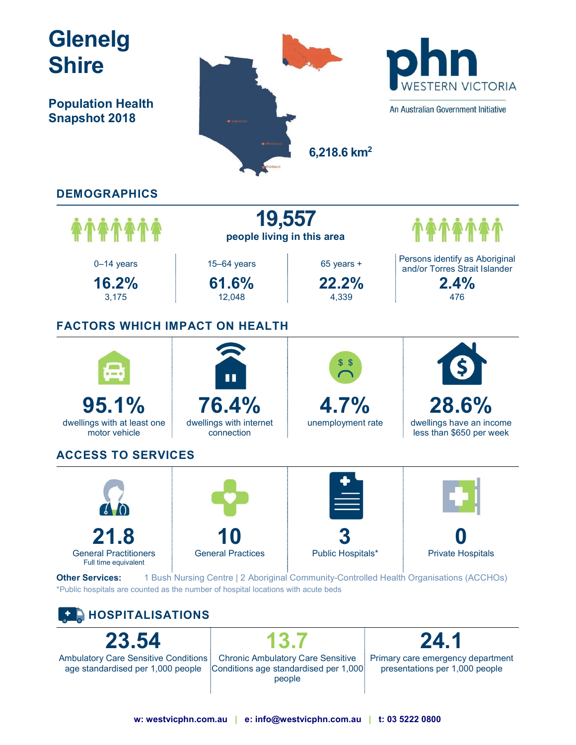# Glenelg Shire

## Population Health Snapshot 2018

6,218.6 $km^2$

phn WESTERN VICTORIA

An Australian Government Initiative

## DEMOGRAPHICS

**19,557**
people living in this area

| 0–14 years | 15–64 years | 65 years + | Persons identify as Aboriginal and/or Torres Strait Islander |
|---|---|---|---|
| **16.2%** | **61.6%** | **22.2%** | **2.4%** |
| 3,175 | 12,048 | 4,339 | 476 |

## FACTORS WHICH IMPACT ON HEALTH

| **95.1%** | **76.4%** | **4.7%** | **28.6%** |
|---|---|---|---|
| dwellings with at least one motor vehicle | dwellings with internet connection | unemployment rate | dwellings have an income less than $650 per week |

## ACCESS TO SERVICES

| **21.8** | **10** | **3** | **0** |
|---|---|---|---|
| General Practitioners Full time equivalent | General Practices | Public Hospitals* | Private Hospitals |

**Other Services:** 1 Bush Nursing Centre | 2 Aboriginal Community-Controlled Health Organisations (ACCHOs)

*Public hospitals are counted as the number of hospital locations with acute beds

## HOSPITALISATIONS

| **23.54** | **13.7** | **24.1** |
|---|---|---|
| Ambulatory Care Sensitive Conditions age standardised per 1,000 people | Chronic Ambulatory Care Sensitive Conditions age standardised per 1,000 people | Primary care emergency department presentations per 1,000 people |

**w: westvicphn.com.au | e: info@westvicphn.com.au | t: 03 5222 0800**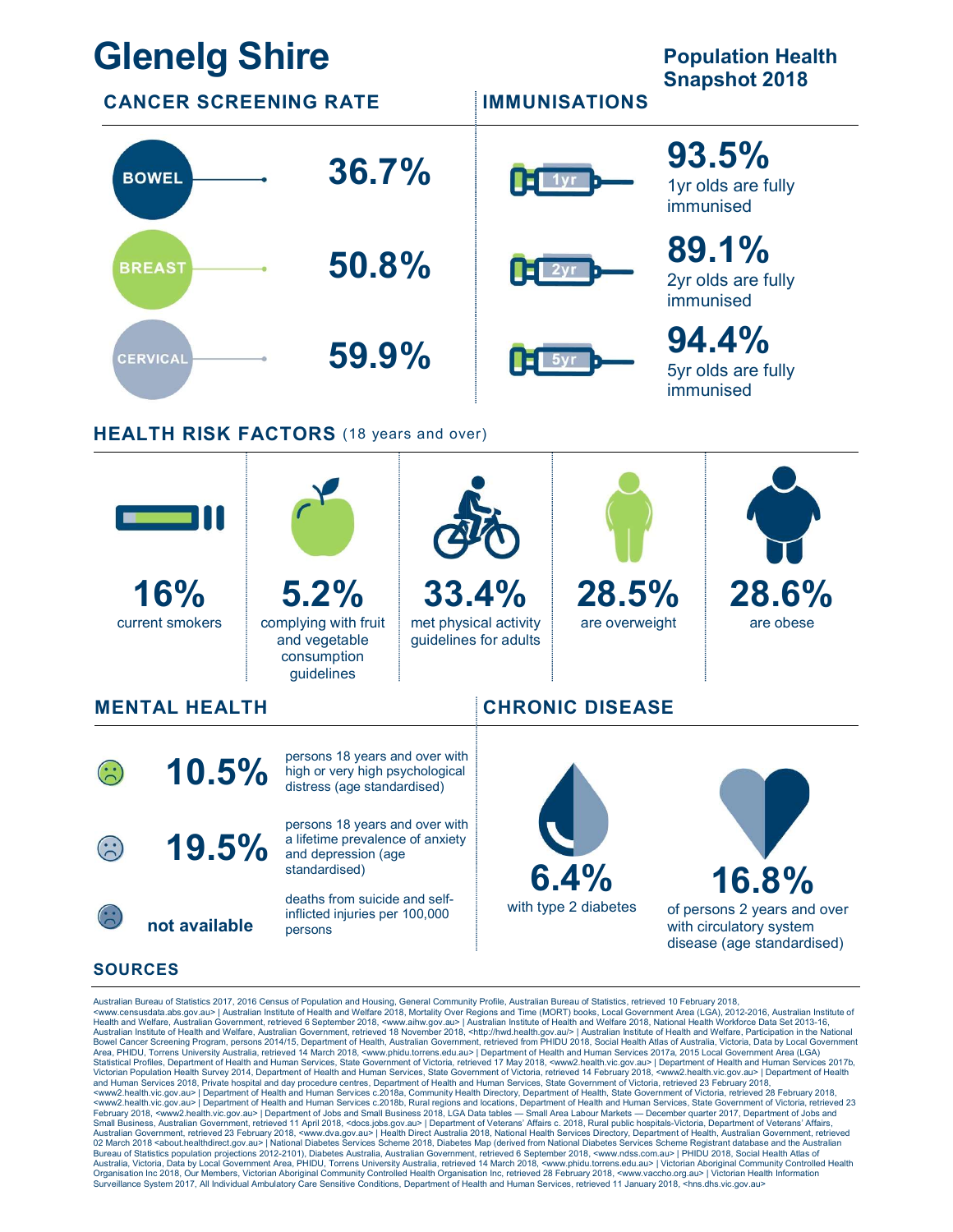# Glenelg Shire

## Population Health Snapshot 2018

### CANCER SCREENING RATE

BOWEL 36.7%

BREAST 50.8%

CERVICAL 59.9%

### IMMUNISATIONS

**93.5%** 1yr olds are fully immunised

**89.1%** 2yr olds are fully immunised

**94.4%** 5yr olds are fully immunised

### HEALTH RISK FACTORS (18 years and over)

**16%** current smokers

**5.2%** complying with fruit and vegetable consumption guidelines

**33.4%** met physical activity guidelines for adults

**28.5%** are overweight

**28.6%** are obese

### MENTAL HEALTH

**10.5%** persons 18 years and over with high or very high psychological distress (age standardised)

**19.5%** persons 18 years and over with a lifetime prevalence of anxiety and depression (age standardised)

**not available** deaths from suicide and self-inflicted injuries per 100,000 persons

### CHRONIC DISEASE

**6.4%** with type 2 diabetes

**16.8%** of persons 2 years and over with circulatory system disease (age standardised)

### SOURCES

Australian Bureau of Statistics 2017, 2016 Census of Population and Housing, General Community Profile, Australian Bureau of Statistics, retrieved 10 February 2018, <www.censusdata.abs.gov.au> | Australian Institute of Health and Welfare 2018, Mortality Over Regions and Time (MORT) books, Local Government Area (LGA), 2012-2016, Australian Institute of Health and Welfare, Australian Government, retrieved 6 September 2018, <www.aihw.gov.au> | Australian Institute of Health and Welfare 2018, National Health Workforce Data Set 2013-16, Australian Institute of Health and Welfare, Australian Government, retrieved 18 November 2018, <http://hwd.health.gov.au/> | Australian Institute of Health and Welfare, Participation in the National Bowel Cancer Screening Program, persons 2014/15, Department of Health, Australian Government, retrieved from PHIDU 2018, Social Health Atlas of Australia, Victoria, Data by Local Government Area, PHIDU, Torrens University Australia, retrieved 14 March 2018, <www.phidu.torrens.edu.au> | Department of Health and Human Services 2017a, 2015 Local Government Area (LGA) Statistical Profiles, Department of Health and Human Services, State Government of Victoria, retrieved 17 May 2018, <www2.health.vic.gov.au> | Department of Health and Human Services 2017b, Victorian Population Health Survey 2014, Department of Health and Human Services, State Government of Victoria, retrieved 14 February 2018, <www2.health.vic.gov.au> | Department of Health and Human Services 2018, Private hospital and day procedure centres, Department of Health and Human Services, State Government of Victoria, retrieved 23 February 2018, <www2.health.vic.gov.au> | Department of Health and Human Services c.2018a, Community Health Directory, Department of Health, State Government of Victoria, retrieved 28 February 2018, <www2.health.vic.gov.au> | Department of Health and Human Services c.2018b, Rural regions and locations, Department of Health and Human Services, State Government of Victoria, retrieved 23 February 2018, <www2.health.vic.gov.au> | Department of Jobs and Small Business 2018, LGA Data tables — Small Area Labour Markets — December quarter 2017, Department of Jobs and Small Business, Australian Government, retrieved 11 April 2018, <docs.jobs.gov.au> | Department of Veterans' Affairs c. 2018, Rural public hospitals-Victoria, Department of Veterans' Affairs, Australian Government, retrieved 23 February 2018, <www.dva.gov.au> | Health Direct Australia 2018, National Health Services Directory, Department of Health, Australian Government, retrieved 02 March 2018 <about.healthdirect.gov.au> | National Diabetes Services Scheme 2018, Diabetes Map (derived from National Diabetes Services Scheme Registrant database and the Australian Bureau of Statistics population projections 2012-2101), Diabetes Australia, Australian Government, retrieved 6 September 2018, <www.ndss.com.au> | PHIDU 2018, Social Health Atlas of Australia, Victoria, Data by Local Government Area, PHIDU, Torrens University Australia, retrieved 14 March 2018, <www.phidu.torrens.edu.au> | Victorian Aboriginal Community Controlled Health Organisation Inc 2018, Our Members, Victorian Aboriginal Community Controlled Health Organisation Inc, retrieved 28 February 2018, <www.vaccho.org.au> | Victorian Health Information Surveillance System 2017, All Individual Ambulatory Care Sensitive Conditions, Department of Health and Human Services, retrieved 11 January 2018, <hns.dhs.vic.gov.au>